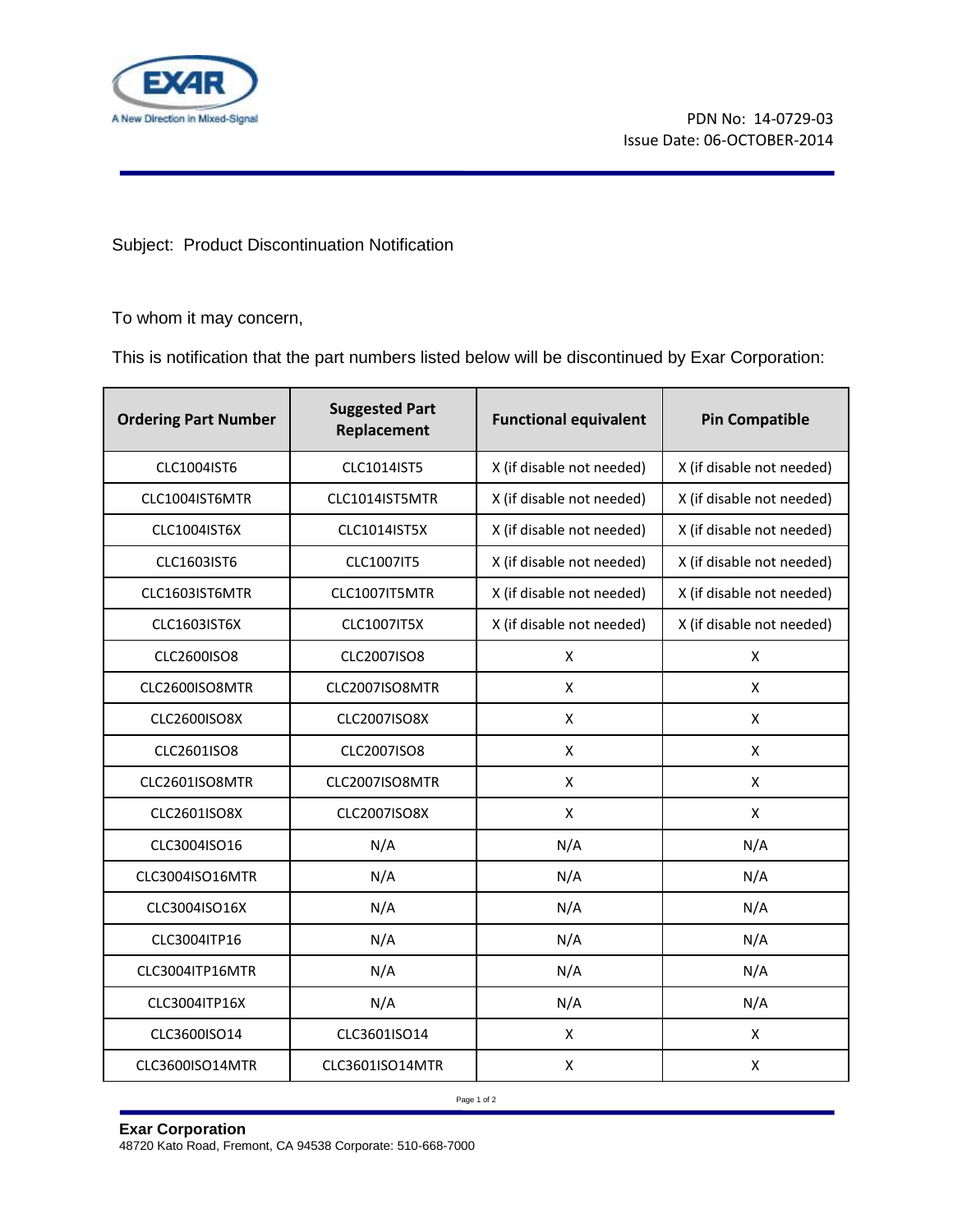PDN No: 14-0729-03
Issue Date: 06-OCTOBER-2014

Subject: Product Discontinuation Notification

To whom it may concern,

This is notification that the part numbers listed below will be discontinued by Exar Corporation:

| Ordering Part Number | Suggested Part Replacement | Functional equivalent | Pin Compatible |
|---|---|---|---|
| CLC1004IST6 | CLC1014IST5 | X (if disable not needed) | X (if disable not needed) |
| CLC1004IST6MTR | CLC1014IST5MTR | X (if disable not needed) | X (if disable not needed) |
| CLC1004IST6X | CLC1014IST5X | X (if disable not needed) | X (if disable not needed) |
| CLC1603IST6 | CLC1007IT5 | X (if disable not needed) | X (if disable not needed) |
| CLC1603IST6MTR | CLC1007IT5MTR | X (if disable not needed) | X (if disable not needed) |
| CLC1603IST6X | CLC1007IT5X | X (if disable not needed) | X (if disable not needed) |
| CLC2600ISO8 | CLC2007ISO8 | X | X |
| CLC2600ISO8MTR | CLC2007ISO8MTR | X | X |
| CLC2600ISO8X | CLC2007ISO8X | X | X |
| CLC2601ISO8 | CLC2007ISO8 | X | X |
| CLC2601ISO8MTR | CLC2007ISO8MTR | X | X |
| CLC2601ISO8X | CLC2007ISO8X | X | X |
| CLC3004ISO16 | N/A | N/A | N/A |
| CLC3004ISO16MTR | N/A | N/A | N/A |
| CLC3004ISO16X | N/A | N/A | N/A |
| CLC3004ITP16 | N/A | N/A | N/A |
| CLC3004ITP16MTR | N/A | N/A | N/A |
| CLC3004ITP16X | N/A | N/A | N/A |
| CLC3600ISO14 | CLC3601ISO14 | X | X |
| CLC3600ISO14MTR | CLC3601ISO14MTR | X | X |

**Exar Corporation**
48720 Kato Road, Fremont, CA 94538 Corporate: 510-668-7000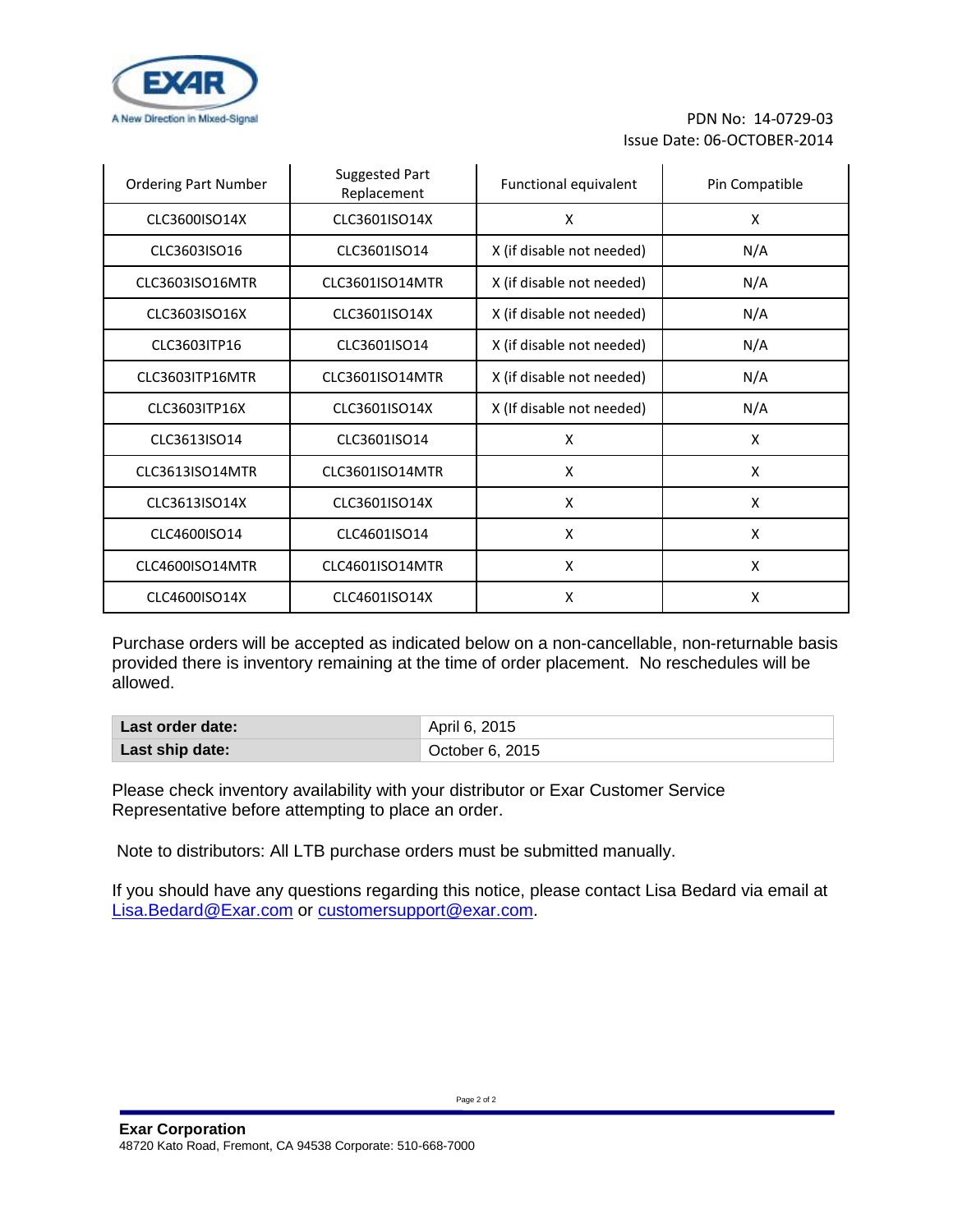PDN No: 14-0729-03
Issue Date: 06-OCTOBER-2014

| Ordering Part Number | Suggested Part Replacement | Functional equivalent | Pin Compatible |
|---|---|---|---|
| CLC3600ISO14X | CLC3601ISO14X | X | X |
| CLC3603ISO16 | CLC3601ISO14 | X (if disable not needed) | N/A |
| CLC3603ISO16MTR | CLC3601ISO14MTR | X (if disable not needed) | N/A |
| CLC3603ISO16X | CLC3601ISO14X | X (if disable not needed) | N/A |
| CLC3603ITP16 | CLC3601ISO14 | X (if disable not needed) | N/A |
| CLC3603ITP16MTR | CLC3601ISO14MTR | X (if disable not needed) | N/A |
| CLC3603ITP16X | CLC3601ISO14X | X (If disable not needed) | N/A |
| CLC3613ISO14 | CLC3601ISO14 | X | X |
| CLC3613ISO14MTR | CLC3601ISO14MTR | X | X |
| CLC3613ISO14X | CLC3601ISO14X | X | X |
| CLC4600ISO14 | CLC4601ISO14 | X | X |
| CLC4600ISO14MTR | CLC4601ISO14MTR | X | X |
| CLC4600ISO14X | CLC4601ISO14X | X | X |

Purchase orders will be accepted as indicated below on a non-cancellable, non-returnable basis provided there is inventory remaining at the time of order placement. No reschedules will be allowed.

| | |
|---|---|
| **Last order date:** | April 6, 2015 |
| **Last ship date:** | October 6, 2015 |

Please check inventory availability with your distributor or Exar Customer Service Representative before attempting to place an order.

Note to distributors: All LTB purchase orders must be submitted manually.

If you should have any questions regarding this notice, please contact Lisa Bedard via email at Lisa.Bedard@Exar.com or customersupport@exar.com.

**Exar Corporation**
48720 Kato Road, Fremont, CA 94538 Corporate: 510-668-7000